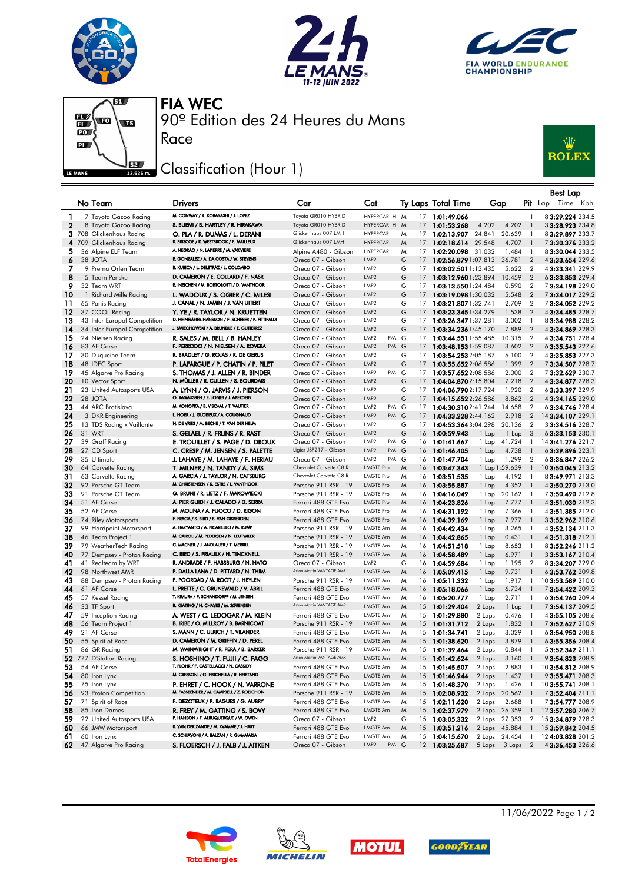# FIA WEC

90º Edition des 24 Heures du Mans

Race

## Classification (Hour 1)

| | No | Team | Drivers | Car | Cat | | Ty | Laps | Total Time | Gap | | Pit | Best Lap Lap | Time | Kph |
|---|---|---|---|---|---|---|---|---|---|---|---|---|---|---|---|
| 1 | 7 | Toyota Gazoo Racing | M. CONWAY / K. KOBAYASHI / J. LOPEZ | Toyota GR010 HYBRID | HYPERCAR H | | M | 17 | 1:01:49.066 | | | 1 | 8 | 3:29.224 | 234.5 |
| 2 | 8 | Toyota Gazoo Racing | S. BUEMI / B. HARTLEY / R. HIRAKAWA | Toyota GR010 HYBRID | HYPERCAR H | | M | 17 | 1:01:53.268 | 4.202 | 4.202 | 1 | 3 | 3:28.923 | 234.8 |
| 3 | 708 | Glickenhaus Racing | O. PLA / R. DUMAS / L. DERANI | Glickenhaus 007 LMH | HYPERCAR | | M | 17 | 1:02:13.907 | 24.841 | 20.639 | 1 | 8 | 3:29.897 | 233.7 |
| 4 | 709 | Glickenhaus Racing | R. BRISCOE / R. WESTBROOK / F. MAILLEUX | Glickenhaus 007 LMH | HYPERCAR | | M | 17 | 1:02:18.614 | 29.548 | 4.707 | 1 | 7 | 3:30.376 | 233.2 |
| 5 | 36 | Alpine ELF Team | A. NEGRÃO / N. LAPIERRE / M. VAXIVIERE | Alpine A480 - Gibson | HYPERCAR | | M | 17 | 1:02:20.098 | 31.032 | 1.484 | 1 | 8 | 3:30.044 | 233.5 |
| 6 | 38 | JOTA | R. GONZALEZ / A. DA COSTA / W. STEVENS | Oreca 07 - Gibson | LMP2 | | G | 17 | 1:02:56.879 | 1:07.813 | 36.781 | 2 | 4 | 3:33.654 | 229.6 |
| 7 | 9 | Prema Orlen Team | R. KUBICA / L. DELETRAZ / L. COLOMBO | Oreca 07 - Gibson | LMP2 | | G | 17 | 1:03:02.501 | 1:13.435 | 5.622 | 2 | 4 | 3:33.341 | 229.9 |
| 8 | 5 | Team Penske | D. CAMERON / E. COLLARD / F. NASR | Oreca 07 - Gibson | LMP2 | | G | 17 | 1:03:12.960 | 1:23.894 | 10.459 | 2 | 6 | 3:33.853 | 229.4 |
| 9 | 32 | Team WRT | R. INEICHEN / M. BORTOLOTTI / D. VANTHOOR | Oreca 07 - Gibson | LMP2 | | G | 17 | 1:03:13.550 | 1:24.484 | 0.590 | 2 | 7 | 3:34.198 | 229.0 |
| 10 | 1 | Richard Mille Racing | L. WADOUX / S. OGIER / C. MILESI | Oreca 07 - Gibson | LMP2 | | G | 17 | 1:03:19.098 | 1:30.032 | 5.548 | 2 | 7 | 3:34.017 | 229.2 |
| 11 | 65 | Panis Racing | J. CANAL / N. JAMIN / J. VAN UITERT | Oreca 07 - Gibson | LMP2 | | G | 17 | 1:03:21.807 | 1:32.741 | 2.709 | 2 | 7 | 3:34.052 | 229.2 |
| 12 | 37 | COOL Racing | Y. YE / R. TAYLOR / N. KRUETTEN | Oreca 07 - Gibson | LMP2 | | G | 17 | 1:03:23.345 | 1:34.279 | 1.538 | 2 | 4 | 3:34.485 | 228.7 |
| 13 | 43 | Inter Europol Competition | D. HEINEMEIER-HANSSON / F. SCHERER / P. FITTIPALDI | Oreca 07 - Gibson | LMP2 | | G | 17 | 1:03:26.347 | 1:37.281 | 3.002 | 1 | 8 | 3:34.988 | 228.2 |
| 14 | 34 | Inter Europol Competition | J. SMIECHOWSKI / A. BRUNDLE / E. GUTIERREZ | Oreca 07 - Gibson | LMP2 | | G | 17 | 1:03:34.236 | 1:45.170 | 7.889 | 2 | 4 | 3:34.869 | 228.3 |
| 15 | 24 | Nielsen Racing | R. SALES / M. BELL / B. HANLEY | Oreca 07 - Gibson | LMP2 | P/A | G | 17 | 1:03:44.551 | 1:55.485 | 10.315 | 2 | 4 | 3:34.751 | 228.4 |
| 16 | 83 | AF Corse | F. PERRODO / N. NIELSEN / A. ROVERA | Oreca 07 - Gibson | LMP2 | P/A | G | 17 | 1:03:48.153 | 1:59.087 | 3.602 | 2 | 6 | 3:35.543 | 227.6 |
| 17 | 30 | Duqueine Team | R. BRADLEY / G. ROJAS / R. DE GERUS | Oreca 07 - Gibson | LMP2 | | G | 17 | 1:03:54.253 | 2:05.187 | 6.100 | 2 | 4 | 3:35.853 | 227.3 |
| 18 | 48 | IDEC Sport | P. LAFARGUE / P. CHATIN / P. PILET | Oreca 07 - Gibson | LMP2 | | G | 17 | 1:03:55.652 | 2:06.586 | 1.399 | 2 | 7 | 3:34.507 | 228.7 |
| 19 | 45 | Algarve Pro Racing | S. THOMAS / J. ALLEN / R. BINDER | Oreca 07 - Gibson | LMP2 | P/A | G | 17 | 1:03:57.652 | 2:08.586 | 2.000 | 2 | 7 | 3:32.629 | 230.7 |
| 20 | 10 | Vector Sport | N. MÜLLER / R. CULLEN / S. BOURDAIS | Oreca 07 - Gibson | LMP2 | | G | 17 | 1:04:04.870 | 2:15.804 | 7.218 | 2 | 4 | 3:34.877 | 228.3 |
| 21 | 23 | United Autosports USA | A. LYNN / O. JARVIS / J. PIERSON | Oreca 07 - Gibson | LMP2 | | G | 17 | 1:04:06.790 | 2:17.724 | 1.920 | 2 | 6 | 3:33.397 | 229.9 |
| 22 | 28 | JOTA | O. RASMUSSEN / E. JONES / J. ABERDEIN | Oreca 07 - Gibson | LMP2 | | G | 17 | 1:04:15.652 | 2:26.586 | 8.862 | 2 | 4 | 3:34.165 | 229.0 |
| 23 | 44 | ARC Bratislava | M. KONOPKA / B. VISCAAL / T. VAUTIER | Oreca 07 - Gibson | LMP2 | P/A | G | 17 | 1:04:30.310 | 2:41.244 | 14.658 | 2 | 6 | 3:34.746 | 228.4 |
| 24 | 3 | DKR Engineering | L. HORR / J. GLORIEUX / A. COUGNAUD | Oreca 07 - Gibson | LMP2 | P/A | G | 17 | 1:04:33.228 | 2:44.162 | 2.918 | 2 | 14 | 3:34.107 | 229.1 |
| 25 | 13 | TDS Racing x Vaillante | N. DE VRIES / M. BECHE / T. VAN DER HELM | Oreca 07 - Gibson | LMP2 | | G | 17 | 1:04:53.364 | 3:04.298 | 20.136 | 2 | 3 | 3:34.516 | 228.7 |
| 26 | 31 | WRT | S. GELAEL / R. FRIJNS / R. RAST | Oreca 07 - Gibson | LMP2 | | G | 16 | 1:00:59.943 | 1 Lap | 1 Lap | 3 | 6 | 3:33.153 | 230.1 |
| 27 | 39 | Graff Racing | E. TROUILLET / S. PAGE / D. DROUX | Oreca 07 - Gibson | LMP2 | P/A | G | 16 | 1:01:41.667 | 1 Lap | 41.724 | 1 | 14 | 3:41.276 | 221.7 |
| 28 | 27 | CD Sport | C. CRESP / M. JENSEN / S. PALETTE | Ligier JSP217 - Gibson | LMP2 | P/A | G | 16 | 1:01:46.405 | 1 Lap | 4.738 | 1 | 6 | 3:39.896 | 223.1 |
| 29 | 35 | Ultimate | J. LAHAYE / M. LAHAYE / F. HERIAU | Oreca 07 - Gibson | LMP2 | P/A | G | 16 | 1:01:47.704 | 1 Lap | 1.299 | 2 | 6 | 3:36.847 | 226.2 |
| 30 | 64 | Corvette Racing | T. MILNER / N. TANDY / A. SIMS | Chevrolet Corvette C8.R | LMGTE Pro | | M | 16 | 1:03:47.343 | 1 Lap | 1:59.639 | 1 | 10 | 3:50.045 | 213.2 |
| 31 | 63 | Corvette Racing | A. GARCIA / J. TAYLOR / N. CATSBURG | Chevrolet Corvette C8.R | LMGTE Pro | | M | 16 | 1:03:51.535 | 1 Lap | 4.192 | 1 | 8 | 3:49.971 | 213.3 |
| 32 | 92 | Porsche GT Team | M. CHRISTENSEN / K. ESTRE / L. VANTHOOR | Porsche 911 RSR - 19 | LMGTE Pro | | M | 16 | 1:03:55.887 | 1 Lap | 4.352 | 1 | 4 | 3:50.270 | 213.0 |
| 33 | 91 | Porsche GT Team | G. BRUNI / R. LIETZ / F. MAKOWIECKI | Porsche 911 RSR - 19 | LMGTE Pro | | M | 16 | 1:04:16.049 | 1 Lap | 20.162 | 1 | 7 | 3:50.490 | 212.8 |
| 34 | 51 | AF Corse | A. PIER GUIDI / J. CALADO / D. SERRA | Ferrari 488 GTE Evo | LMGTE Pro | | M | 16 | 1:04:23.826 | 1 Lap | 7.777 | 1 | 4 | 3:51.030 | 212.3 |
| 35 | 52 | AF Corse | M. MOLINA / A. FUOCO / D. RIGON | Ferrari 488 GTE Evo | LMGTE Pro | | M | 16 | 1:04:31.192 | 1 Lap | 7.366 | 1 | 4 | 3:51.385 | 212.0 |
| 36 | 74 | Riley Motorsports | F. FRAGA / S. BIRD / S. VAN GISBERGEN | Ferrari 488 GTE Evo | LMGTE Pro | | M | 16 | 1:04:39.169 | 1 Lap | 7.977 | 1 | 3 | 3:52.962 | 210.6 |
| 37 | 99 | Hardpoint Motorsport | A. HARYANTO / A. PICARIELLO / M. RUMP | Porsche 911 RSR - 19 | LMGTE Am | | M | 16 | 1:04:42.434 | 1 Lap | 3.265 | 1 | 4 | 3:52.134 | 211.3 |
| 38 | 46 | Team Project 1 | M. CAIROLI / M. PEDERSEN / N. LEUTWILER | Porsche 911 RSR - 19 | LMGTE Am | | M | 16 | 1:04:42.865 | 1 Lap | 0.431 | 1 | 4 | 3:51.318 | 212.1 |
| 39 | 79 | WeatherTech Racing | C. MACNEIL / J. ANDLAUER / T. MERRILL | Porsche 911 RSR - 19 | LMGTE Am | | M | 16 | 1:04:51.518 | 1 Lap | 8.653 | 1 | 8 | 3:52.246 | 211.2 |
| 40 | 77 | Dempsey - Proton Racing | C. RIED / S. PRIAULX / H. TINCKNELL | Porsche 911 RSR - 19 | LMGTE Am | | M | 16 | 1:04:58.489 | 1 Lap | 6.971 | 1 | 3 | 3:53.167 | 210.4 |
| 41 | 41 | Realteam by WRT | R. ANDRADE / F. HABSBURG / N. NATO | Oreca 07 - Gibson | LMP2 | | G | 16 | 1:04:59.684 | 1 Lap | 1.195 | 2 | 8 | 3:34.207 | 229.0 |
| 42 | 98 | Northwest AMR | P. DALLA LANA / D. PITTARD / N. THIIM | Aston Martin VANTAGE AMR | LMGTE Am | | M | 16 | 1:05:09.415 | 1 Lap | 9.731 | 1 | 6 | 3:53.762 | 209.8 |
| 43 | 88 | Dempsey - Proton Racing | F. POORDAD / M. ROOT / J. HEYLEN | Porsche 911 RSR - 19 | LMGTE Am | | M | 16 | 1:05:11.332 | 1 Lap | 1.917 | 1 | 10 | 3:53.589 | 210.0 |
| 44 | 61 | AF Corse | L. PRETTE / C. GRUNEWALD / V. ABRIL | Ferrari 488 GTE Evo | LMGTE Am | | M | 16 | 1:05:18.066 | 1 Lap | 6.734 | 1 | 7 | 3:54.422 | 209.3 |
| 45 | 57 | Kessel Racing | T. KIMURA / F. SCHANDORFF / M. JENSEN | Ferrari 488 GTE Evo | LMGTE Am | | M | 16 | 1:05:20.777 | 1 Lap | 2.711 | 1 | 6 | 3:54.260 | 209.4 |
| 46 | 33 | TF Sport | B. KEATING / H. CHAVES / M. SØRENSEN | Aston Martin VANTAGE AMR | LMGTE Am | | M | 15 | 1:01:29.404 | 2 Laps | 1 Lap | 1 | 7 | 3:54.137 | 209.5 |
| 47 | 59 | Inception Racing | A. WEST / C. LEDOGAR / M. KLEIN | Ferrari 488 GTE Evo | LMGTE Am | | M | 15 | 1:01:29.880 | 2 Laps | 0.476 | 1 | 4 | 3:55.105 | 208.6 |
| 48 | 56 | Team Project 1 | B. IRIBE / O. MILLROY / B. BARNICOAT | Porsche 911 RSR - 19 | LMGTE Am | | M | 15 | 1:01:31.712 | 2 Laps | 1.832 | 1 | 7 | 3:52.627 | 210.9 |
| 49 | 21 | AF Corse | S. MANN / C. ULRICH / T. VILANDER | Ferrari 488 GTE Evo | LMGTE Am | | M | 15 | 1:01:34.741 | 2 Laps | 3.029 | 1 | 6 | 3:54.950 | 208.8 |
| 50 | 55 | Spirit of Race | D. CAMERON / M. GRIFFIN / D. PEREL | Ferrari 488 GTE Evo | LMGTE Am | | M | 15 | 1:01:38.620 | 2 Laps | 3.879 | 1 | 6 | 3:55.356 | 208.4 |
| 51 | 86 | GR Racing | M. WAINWRIGHT / R. PERA / B. BARKER | Porsche 911 RSR - 19 | LMGTE Am | | M | 15 | 1:01:39.464 | 2 Laps | 0.844 | 1 | 5 | 3:52.342 | 211.1 |
| 52 | 777 | D'Station Racing | S. HOSHINO / T. FUJII / C. FAGG | Aston Martin VANTAGE AMR | LMGTE Am | | M | 15 | 1:01:42.624 | 2 Laps | 3.160 | 1 | 9 | 3:54.823 | 208.9 |
| 53 | 54 | AF Corse | T. FLOHR / F. CASTELLACCI / N. CASSIDY | Ferrari 488 GTE Evo | LMGTE Am | | M | 15 | 1:01:45.507 | 2 Laps | 2.883 | 1 | 10 | 3:54.812 | 208.9 |
| 54 | 80 | Iron Lynx | M. CRESSONI / G. FISICHELLA / R. HEISTAND | Ferrari 488 GTE Evo | LMGTE Am | | M | 15 | 1:01:46.944 | 2 Laps | 1.437 | 1 | 9 | 3:55.471 | 208.3 |
| 55 | 75 | Iron Lynx | P. EHRET / C. HOOK / N. VARRONE | Ferrari 488 GTE Evo | LMGTE Am | | M | 15 | 1:01:48.370 | 2 Laps | 1.426 | 1 | 10 | 3:55.741 | 208.1 |
| 56 | 93 | Proton Competition | M. FASSBENDER / M. CAMPBELL / Z. ROBICHON | Porsche 911 RSR - 19 | LMGTE Am | | M | 15 | 1:02:08.932 | 2 Laps | 20.562 | 1 | 7 | 3:52.404 | 211.1 |
| 57 | 71 | Spirit of Race | F. DEZOTEUX / P. RAGUES / G. AUBRY | Ferrari 488 GTE Evo | LMGTE Am | | M | 15 | 1:02:11.620 | 2 Laps | 2.688 | 1 | 7 | 3:54.777 | 208.9 |
| 58 | 85 | Iron Dames | R. FREY / M. GATTING / S. BOVY | Ferrari 488 GTE Evo | LMGTE Am | | M | 15 | 1:02:37.979 | 2 Laps | 26.359 | 1 | 12 | 3:57.280 | 206.7 |
| 59 | 22 | United Autosports USA | P. HANSON / F. ALBUQUERQUE / W. OWEN | Oreca 07 - Gibson | LMP2 | | G | 15 | 1:03:05.332 | 2 Laps | 27.353 | 2 | 15 | 3:34.879 | 228.3 |
| 60 | 66 | JMW Motorsport | R. VAN DER ZANDE / M. KVAMME / J. HART | Ferrari 488 GTE Evo | LMGTE Am | | M | 15 | 1:03:51.216 | 2 Laps | 45.884 | 1 | 15 | 3:59.842 | 204.5 |
| 61 | 60 | Iron Lynx | C. SCHIAVONI / A. BALZAN / R. GIAMMARIA | Ferrari 488 GTE Evo | LMGTE Am | | M | 15 | 1:04:15.670 | 2 Laps | 24.454 | 1 | 12 | 4:03.828 | 201.2 |
| 62 | 47 | Algarve Pro Racing | S. FLOERSCH / J. FALB / J. AITKEN | Oreca 07 - Gibson | LMP2 | P/A | G | 12 | 1:03:25.687 | 5 Laps | 3 Laps | 2 | 4 | 3:36.453 | 226.6 |

11/06/2022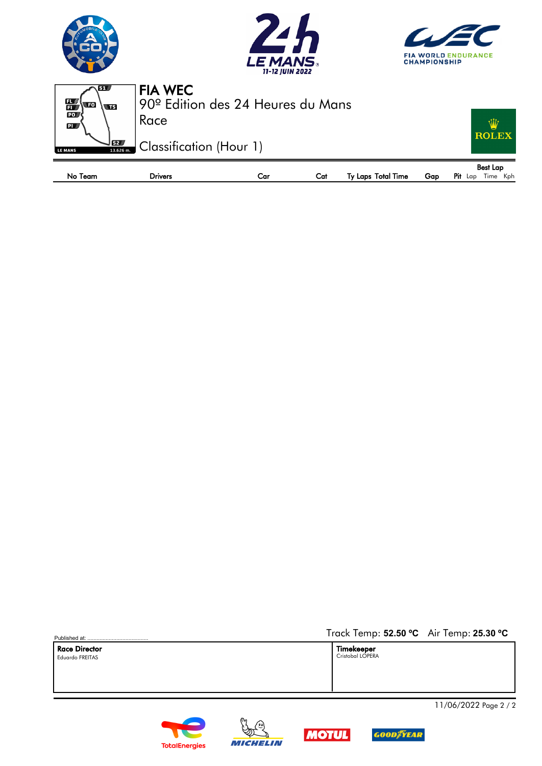# FIA WEC

90º Edition des 24 Heures du Mans

Race

Classification (Hour 1)

| No | Team | Drivers | Car | Cat | Ty | Laps | Total Time | Gap | Pit | Best Lap Lap | Time | Kph |
|---|---|---|---|---|---|---|---|---|---|---|---|---|

Track Temp: **52.50 ºC** Air Temp: **25.30 ºC**

Published at: ........................................

**Race Director**
Eduardo FREITAS

**Timekeeper**
Cristobal LOPERA

11/06/2022